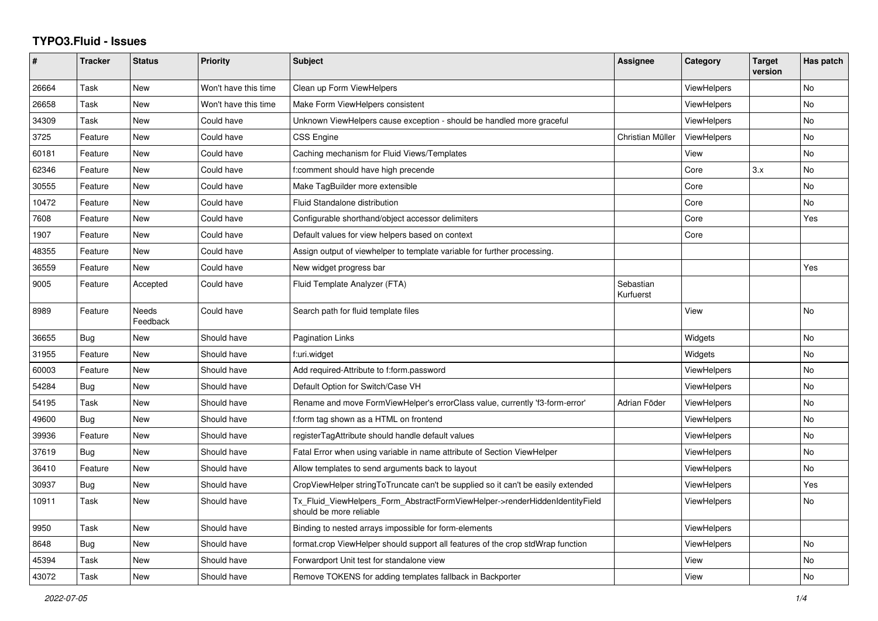# TYPO3.Fluid - Issues

| # | Tracker | Status | Priority | Subject | Assignee | Category | Target version | Has patch |
|---|---|---|---|---|---|---|---|---|
| 26664 | Task | New | Won't have this time | Clean up Form ViewHelpers | | ViewHelpers | | No |
| 26658 | Task | New | Won't have this time | Make Form ViewHelpers consistent | | ViewHelpers | | No |
| 34309 | Task | New | Could have | Unknown ViewHelpers cause exception - should be handled more graceful | | ViewHelpers | | No |
| 3725 | Feature | New | Could have | CSS Engine | Christian Müller | ViewHelpers | | No |
| 60181 | Feature | New | Could have | Caching mechanism for Fluid Views/Templates | | View | | No |
| 62346 | Feature | New | Could have | f:comment should have high precende | | Core | 3.x | No |
| 30555 | Feature | New | Could have | Make TagBuilder more extensible | | Core | | No |
| 10472 | Feature | New | Could have | Fluid Standalone distribution | | Core | | No |
| 7608 | Feature | New | Could have | Configurable shorthand/object accessor delimiters | | Core | | Yes |
| 1907 | Feature | New | Could have | Default values for view helpers based on context | | Core | | |
| 48355 | Feature | New | Could have | Assign output of viewhelper to template variable for further processing. | | | | |
| 36559 | Feature | New | Could have | New widget progress bar | | | | Yes |
| 9005 | Feature | Accepted | Could have | Fluid Template Analyzer (FTA) | Sebastian Kurfuerst | | | |
| 8989 | Feature | Needs Feedback | Could have | Search path for fluid template files | | View | | No |
| 36655 | Bug | New | Should have | Pagination Links | | Widgets | | No |
| 31955 | Feature | New | Should have | f:uri.widget | | Widgets | | No |
| 60003 | Feature | New | Should have | Add required-Attribute to f:form.password | | ViewHelpers | | No |
| 54284 | Bug | New | Should have | Default Option for Switch/Case VH | | ViewHelpers | | No |
| 54195 | Task | New | Should have | Rename and move FormViewHelper's errorClass value, currently 'f3-form-error' | Adrian Föder | ViewHelpers | | No |
| 49600 | Bug | New | Should have | f:form tag shown as a HTML on frontend | | ViewHelpers | | No |
| 39936 | Feature | New | Should have | registerTagAttribute should handle default values | | ViewHelpers | | No |
| 37619 | Bug | New | Should have | Fatal Error when using variable in name attribute of Section ViewHelper | | ViewHelpers | | No |
| 36410 | Feature | New | Should have | Allow templates to send arguments back to layout | | ViewHelpers | | No |
| 30937 | Bug | New | Should have | CropViewHelper stringToTruncate can't be supplied so it can't be easily extended | | ViewHelpers | | Yes |
| 10911 | Task | New | Should have | Tx_Fluid_ViewHelpers_Form_AbstractFormViewHelper->renderHiddenIdentityField should be more reliable | | ViewHelpers | | No |
| 9950 | Task | New | Should have | Binding to nested arrays impossible for form-elements | | ViewHelpers | | |
| 8648 | Bug | New | Should have | format.crop ViewHelper should support all features of the crop stdWrap function | | ViewHelpers | | No |
| 45394 | Task | New | Should have | Forwardport Unit test for standalone view | | View | | No |
| 43072 | Task | New | Should have | Remove TOKENS for adding templates fallback in Backporter | | View | | No |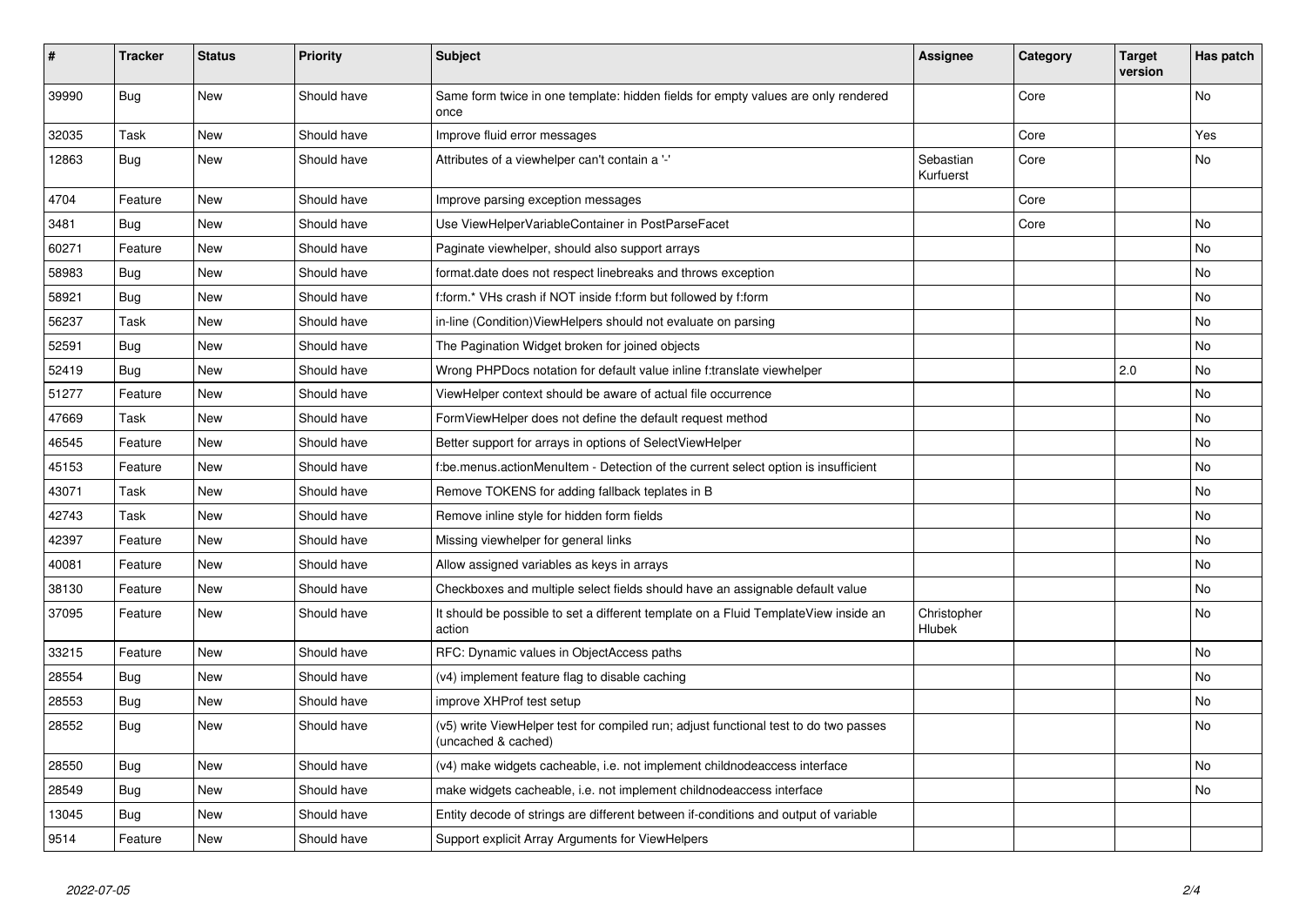| # | Tracker | Status | Priority | Subject | Assignee | Category | Target version | Has patch |
|---|---|---|---|---|---|---|---|---|
| 39990 | Bug | New | Should have | Same form twice in one template: hidden fields for empty values are only rendered once | | Core | | No |
| 32035 | Task | New | Should have | Improve fluid error messages | | Core | | Yes |
| 12863 | Bug | New | Should have | Attributes of a viewhelper can't contain a '-' | Sebastian Kurfuerst | Core | | No |
| 4704 | Feature | New | Should have | Improve parsing exception messages | | Core | | |
| 3481 | Bug | New | Should have | Use ViewHelperVariableContainer in PostParseFacet | | Core | | No |
| 60271 | Feature | New | Should have | Paginate viewhelper, should also support arrays | | | | No |
| 58983 | Bug | New | Should have | format.date does not respect linebreaks and throws exception | | | | No |
| 58921 | Bug | New | Should have | f:form.* VHs crash if NOT inside f:form but followed by f:form | | | | No |
| 56237 | Task | New | Should have | in-line (Condition)ViewHelpers should not evaluate on parsing | | | | No |
| 52591 | Bug | New | Should have | The Pagination Widget broken for joined objects | | | | No |
| 52419 | Bug | New | Should have | Wrong PHPDocs notation for default value inline f:translate viewhelper | | | 2.0 | No |
| 51277 | Feature | New | Should have | ViewHelper context should be aware of actual file occurrence | | | | No |
| 47669 | Task | New | Should have | FormViewHelper does not define the default request method | | | | No |
| 46545 | Feature | New | Should have | Better support for arrays in options of SelectViewHelper | | | | No |
| 45153 | Feature | New | Should have | f:be.menus.actionMenuItem - Detection of the current select option is insufficient | | | | No |
| 43071 | Task | New | Should have | Remove TOKENS for adding fallback teplates in B | | | | No |
| 42743 | Task | New | Should have | Remove inline style for hidden form fields | | | | No |
| 42397 | Feature | New | Should have | Missing viewhelper for general links | | | | No |
| 40081 | Feature | New | Should have | Allow assigned variables as keys in arrays | | | | No |
| 38130 | Feature | New | Should have | Checkboxes and multiple select fields should have an assignable default value | | | | No |
| 37095 | Feature | New | Should have | It should be possible to set a different template on a Fluid TemplateView inside an action | Christopher Hlubek | | | No |
| 33215 | Feature | New | Should have | RFC: Dynamic values in ObjectAccess paths | | | | No |
| 28554 | Bug | New | Should have | (v4) implement feature flag to disable caching | | | | No |
| 28553 | Bug | New | Should have | improve XHProf test setup | | | | No |
| 28552 | Bug | New | Should have | (v5) write ViewHelper test for compiled run; adjust functional test to do two passes (uncached & cached) | | | | No |
| 28550 | Bug | New | Should have | (v4) make widgets cacheable, i.e. not implement childnodeaccess interface | | | | No |
| 28549 | Bug | New | Should have | make widgets cacheable, i.e. not implement childnodeaccess interface | | | | No |
| 13045 | Bug | New | Should have | Entity decode of strings are different between if-conditions and output of variable | | | | |
| 9514 | Feature | New | Should have | Support explicit Array Arguments for ViewHelpers | | | | |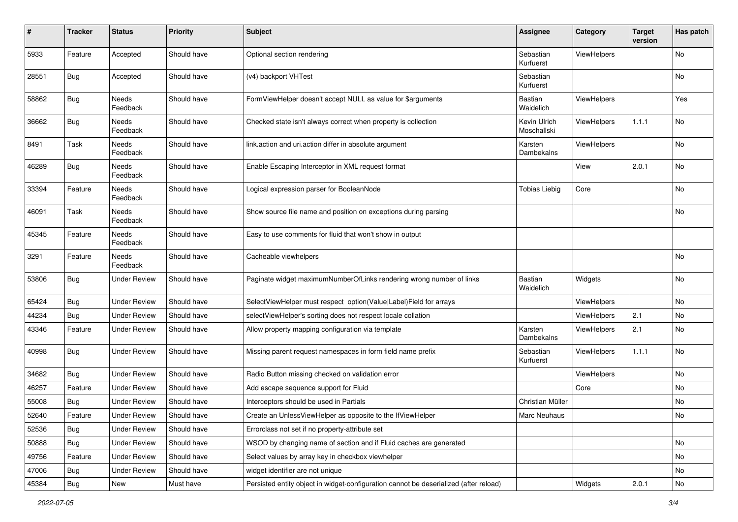| # | Tracker | Status | Priority | Subject | Assignee | Category | Target version | Has patch |
|---|---|---|---|---|---|---|---|---|
| 5933 | Feature | Accepted | Should have | Optional section rendering | Sebastian Kurfuerst | ViewHelpers | | No |
| 28551 | Bug | Accepted | Should have | (v4) backport VHTest | Sebastian Kurfuerst | | | No |
| 58862 | Bug | Needs Feedback | Should have | FormViewHelper doesn't accept NULL as value for $arguments | Bastian Waidelich | ViewHelpers | | Yes |
| 36662 | Bug | Needs Feedback | Should have | Checked state isn't always correct when property is collection | Kevin Ulrich Moschallski | ViewHelpers | 1.1.1 | No |
| 8491 | Task | Needs Feedback | Should have | link.action and uri.action differ in absolute argument | Karsten Dambekalns | ViewHelpers | | No |
| 46289 | Bug | Needs Feedback | Should have | Enable Escaping Interceptor in XML request format | | View | 2.0.1 | No |
| 33394 | Feature | Needs Feedback | Should have | Logical expression parser for BooleanNode | Tobias Liebig | Core | | No |
| 46091 | Task | Needs Feedback | Should have | Show source file name and position on exceptions during parsing | | | | No |
| 45345 | Feature | Needs Feedback | Should have | Easy to use comments for fluid that won't show in output | | | | |
| 3291 | Feature | Needs Feedback | Should have | Cacheable viewhelpers | | | | No |
| 53806 | Bug | Under Review | Should have | Paginate widget maximumNumberOfLinks rendering wrong number of links | Bastian Waidelich | Widgets | | No |
| 65424 | Bug | Under Review | Should have | SelectViewHelper must respect option(Value\|Label)Field for arrays | | ViewHelpers | | No |
| 44234 | Bug | Under Review | Should have | selectViewHelper's sorting does not respect locale collation | | ViewHelpers | 2.1 | No |
| 43346 | Feature | Under Review | Should have | Allow property mapping configuration via template | Karsten Dambekalns | ViewHelpers | 2.1 | No |
| 40998 | Bug | Under Review | Should have | Missing parent request namespaces in form field name prefix | Sebastian Kurfuerst | ViewHelpers | 1.1.1 | No |
| 34682 | Bug | Under Review | Should have | Radio Button missing checked on validation error | | ViewHelpers | | No |
| 46257 | Feature | Under Review | Should have | Add escape sequence support for Fluid | | Core | | No |
| 55008 | Bug | Under Review | Should have | Interceptors should be used in Partials | Christian Müller | | | No |
| 52640 | Feature | Under Review | Should have | Create an UnlessViewHelper as opposite to the IfViewHelper | Marc Neuhaus | | | No |
| 52536 | Bug | Under Review | Should have | Errorclass not set if no property-attribute set | | | | |
| 50888 | Bug | Under Review | Should have | WSOD by changing name of section and if Fluid caches are generated | | | | No |
| 49756 | Feature | Under Review | Should have | Select values by array key in checkbox viewhelper | | | | No |
| 47006 | Bug | Under Review | Should have | widget identifier are not unique | | | | No |
| 45384 | Bug | New | Must have | Persisted entity object in widget-configuration cannot be deserialized (after reload) | | Widgets | 2.0.1 | No |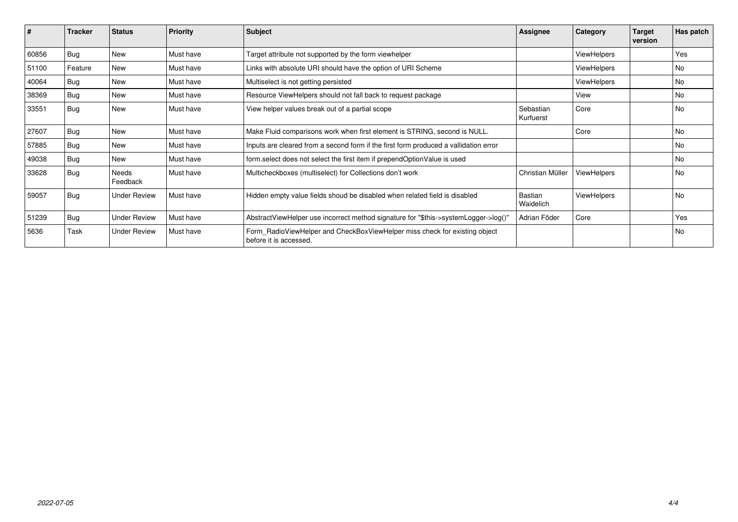| # | Tracker | Status | Priority | Subject | Assignee | Category | Target version | Has patch |
|---|---|---|---|---|---|---|---|---|
| 60856 | Bug | New | Must have | Target attribute not supported by the form viewhelper | | ViewHelpers | | Yes |
| 51100 | Feature | New | Must have | Links with absolute URI should have the option of URI Scheme | | ViewHelpers | | No |
| 40064 | Bug | New | Must have | Multiselect is not getting persisted | | ViewHelpers | | No |
| 38369 | Bug | New | Must have | Resource ViewHelpers should not fall back to request package | | View | | No |
| 33551 | Bug | New | Must have | View helper values break out of a partial scope | Sebastian Kurfuerst | Core | | No |
| 27607 | Bug | New | Must have | Make Fluid comparisons work when first element is STRING, second is NULL. | | Core | | No |
| 57885 | Bug | New | Must have | Inputs are cleared from a second form if the first form produced a vallidation error | | | | No |
| 49038 | Bug | New | Must have | form.select does not select the first item if prependOptionValue is used | | | | No |
| 33628 | Bug | Needs Feedback | Must have | Multicheckboxes (multiselect) for Collections don't work | Christian Müller | ViewHelpers | | No |
| 59057 | Bug | Under Review | Must have | Hidden empty value fields shoud be disabled when related field is disabled | Bastian Waidelich | ViewHelpers | | No |
| 51239 | Bug | Under Review | Must have | AbstractViewHelper use incorrect method signature for "$this->systemLogger->log()" | Adrian Föder | Core | | Yes |
| 5636 | Task | Under Review | Must have | Form_RadioViewHelper and CheckBoxViewHelper miss check for existing object before it is accessed. | | | | No |

*2022-07-05*